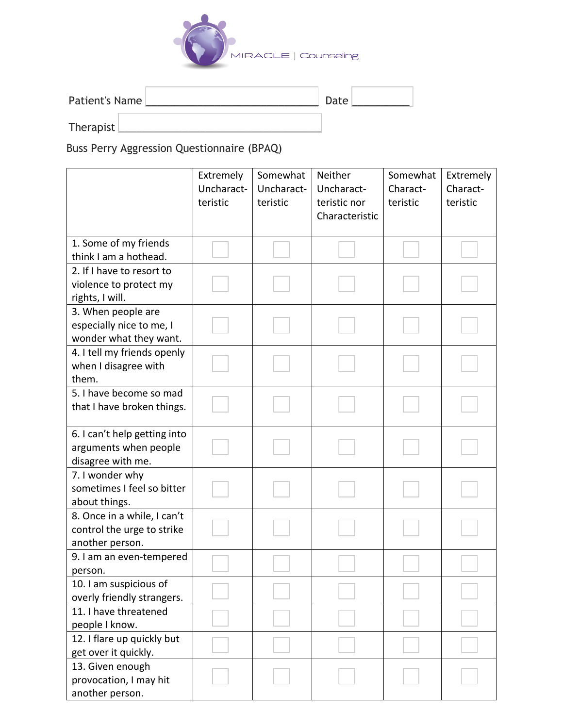MIRACLE | Counseling

Patient's Name ______________________________ Date __________

Therapist ______________________________

Buss Perry Aggression Questionnaire (BPAQ)

| | Extremely Uncharact-teristic | Somewhat Uncharact-teristic | Neither Uncharact-teristic nor Characteristic | Somewhat Charact-teristic | Extremely Charact-teristic |
|---|---|---|---|---|---|
| 1. Some of my friends think I am a hothead. | ☐ | ☐ | ☐ | ☐ | ☐ |
| 2. If I have to resort to violence to protect my rights, I will. | ☐ | ☐ | ☐ | ☐ | ☐ |
| 3. When people are especially nice to me, I wonder what they want. | ☐ | ☐ | ☐ | ☐ | ☐ |
| 4. I tell my friends openly when I disagree with them. | ☐ | ☐ | ☐ | ☐ | ☐ |
| 5. I have become so mad that I have broken things. | ☐ | ☐ | ☐ | ☐ | ☐ |
| 6. I can't help getting into arguments when people disagree with me. | ☐ | ☐ | ☐ | ☐ | ☐ |
| 7. I wonder why sometimes I feel so bitter about things. | ☐ | ☐ | ☐ | ☐ | ☐ |
| 8. Once in a while, I can't control the urge to strike another person. | ☐ | ☐ | ☐ | ☐ | ☐ |
| 9. I am an even-tempered person. | ☐ | ☐ | ☐ | ☐ | ☐ |
| 10. I am suspicious of overly friendly strangers. | ☐ | ☐ | ☐ | ☐ | ☐ |
| 11. I have threatened people I know. | ☐ | ☐ | ☐ | ☐ | ☐ |
| 12. I flare up quickly but get over it quickly. | ☐ | ☐ | ☐ | ☐ | ☐ |
| 13. Given enough provocation, I may hit another person. | ☐ | ☐ | ☐ | ☐ | ☐ |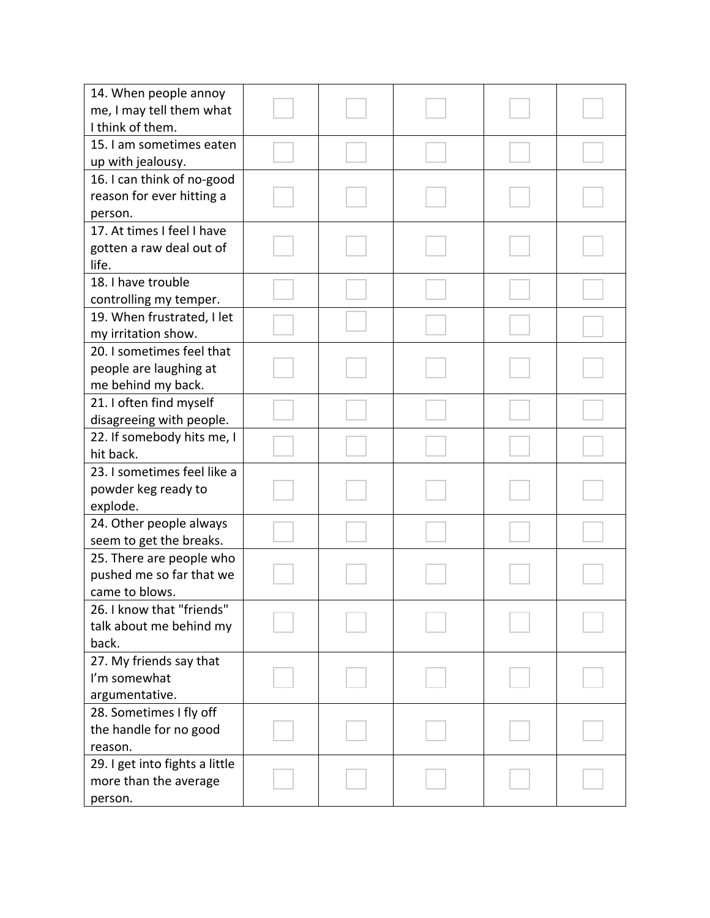| | | | | | |
|---|---|---|---|---|---|
| 14. When people annoy me, I may tell them what I think of them. | ☐ | ☐ | ☐ | ☐ | ☐ |
| 15. I am sometimes eaten up with jealousy. | ☐ | ☐ | ☐ | ☐ | ☐ |
| 16. I can think of no-good reason for ever hitting a person. | ☐ | ☐ | ☐ | ☐ | ☐ |
| 17. At times I feel I have gotten a raw deal out of life. | ☐ | ☐ | ☐ | ☐ | ☐ |
| 18. I have trouble controlling my temper. | ☐ | ☐ | ☐ | ☐ | ☐ |
| 19. When frustrated, I let my irritation show. | ☐ | ☐ | ☐ | ☐ | ☐ |
| 20. I sometimes feel that people are laughing at me behind my back. | ☐ | ☐ | ☐ | ☐ | ☐ |
| 21. I often find myself disagreeing with people. | ☐ | ☐ | ☐ | ☐ | ☐ |
| 22. If somebody hits me, I hit back. | ☐ | ☐ | ☐ | ☐ | ☐ |
| 23. I sometimes feel like a powder keg ready to explode. | ☐ | ☐ | ☐ | ☐ | ☐ |
| 24. Other people always seem to get the breaks. | ☐ | ☐ | ☐ | ☐ | ☐ |
| 25. There are people who pushed me so far that we came to blows. | ☐ | ☐ | ☐ | ☐ | ☐ |
| 26. I know that "friends" talk about me behind my back. | ☐ | ☐ | ☐ | ☐ | ☐ |
| 27. My friends say that I'm somewhat argumentative. | ☐ | ☐ | ☐ | ☐ | ☐ |
| 28. Sometimes I fly off the handle for no good reason. | ☐ | ☐ | ☐ | ☐ | ☐ |
| 29. I get into fights a little more than the average person. | ☐ | ☐ | ☐ | ☐ | ☐ |